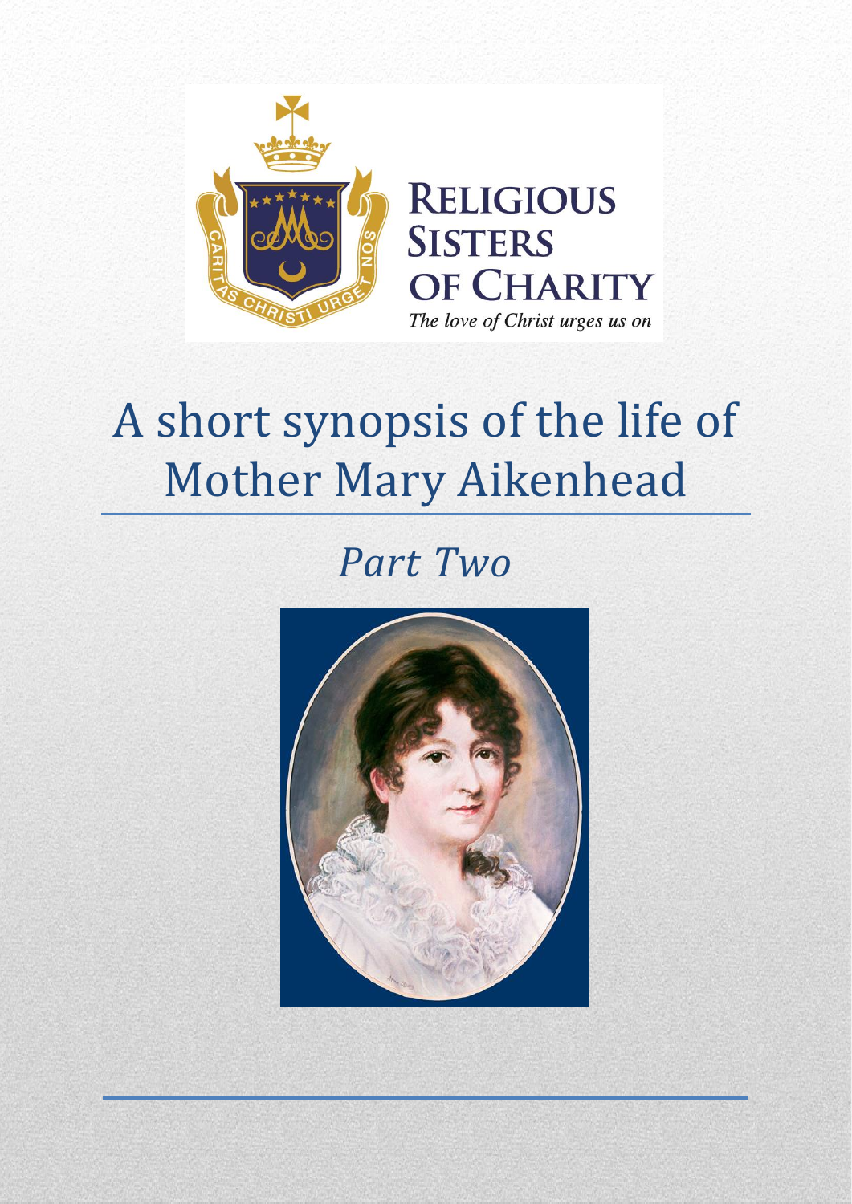RELIGIOUS SISTERS OF CHARITY

*The love of Christ urges us on*

# A short synopsis of the life of Mother Mary Aikenhead

## *Part Two*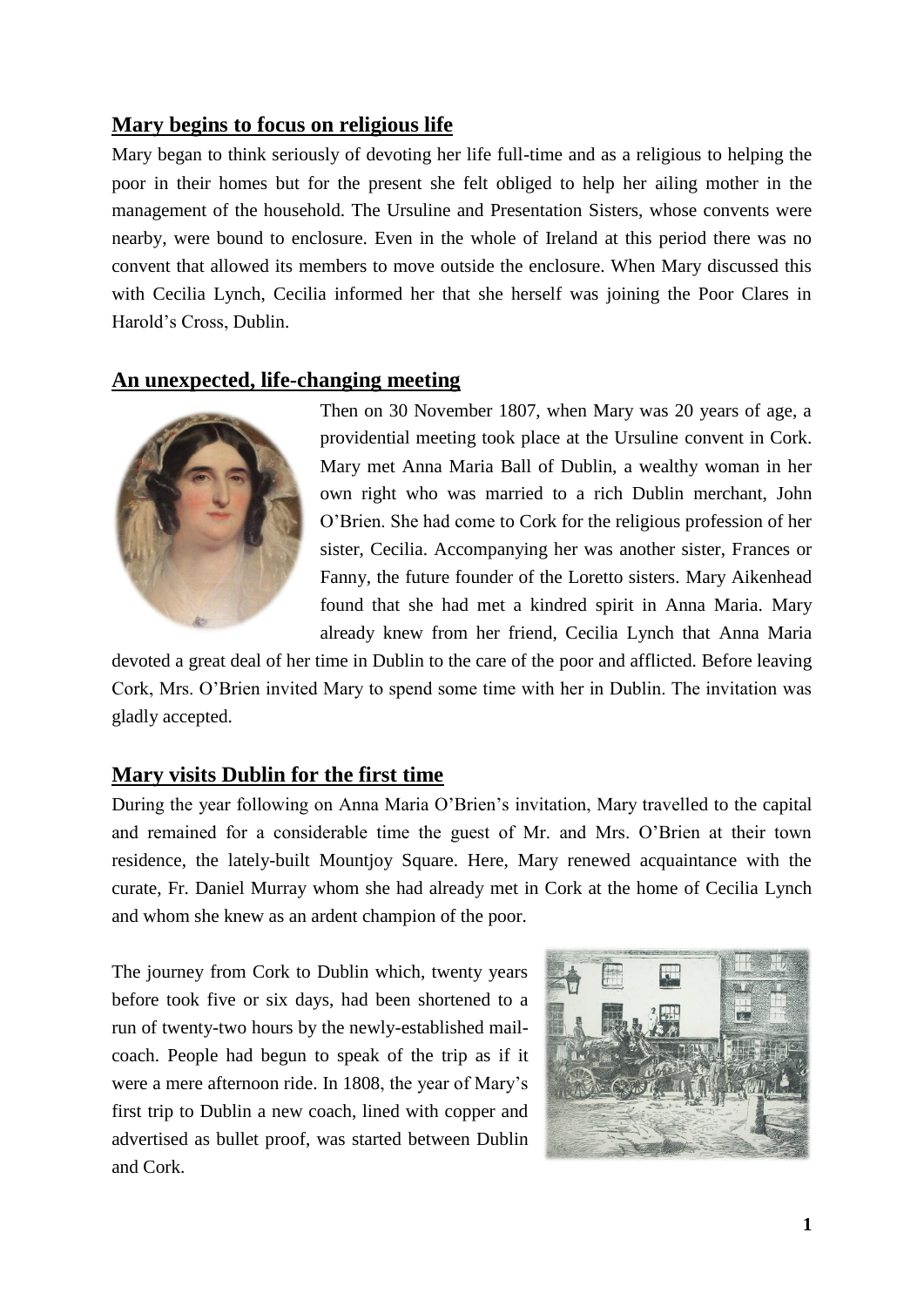## Mary begins to focus on religious life

Mary began to think seriously of devoting her life full-time and as a religious to helping the poor in their homes but for the present she felt obliged to help her ailing mother in the management of the household. The Ursuline and Presentation Sisters, whose convents were nearby, were bound to enclosure. Even in the whole of Ireland at this period there was no convent that allowed its members to move outside the enclosure. When Mary discussed this with Cecilia Lynch, Cecilia informed her that she herself was joining the Poor Clares in Harold's Cross, Dublin.

## An unexpected, life-changing meeting

Then on 30 November 1807, when Mary was 20 years of age, a providential meeting took place at the Ursuline convent in Cork. Mary met Anna Maria Ball of Dublin, a wealthy woman in her own right who was married to a rich Dublin merchant, John O'Brien. She had come to Cork for the religious profession of her sister, Cecilia. Accompanying her was another sister, Frances or Fanny, the future founder of the Loretto sisters. Mary Aikenhead found that she had met a kindred spirit in Anna Maria. Mary already knew from her friend, Cecilia Lynch that Anna Maria devoted a great deal of her time in Dublin to the care of the poor and afflicted. Before leaving Cork, Mrs. O'Brien invited Mary to spend some time with her in Dublin. The invitation was gladly accepted.

## Mary visits Dublin for the first time

During the year following on Anna Maria O'Brien's invitation, Mary travelled to the capital and remained for a considerable time the guest of Mr. and Mrs. O'Brien at their town residence, the lately-built Mountjoy Square. Here, Mary renewed acquaintance with the curate, Fr. Daniel Murray whom she had already met in Cork at the home of Cecilia Lynch and whom she knew as an ardent champion of the poor.

The journey from Cork to Dublin which, twenty years before took five or six days, had been shortened to a run of twenty-two hours by the newly-established mail-coach. People had begun to speak of the trip as if it were a mere afternoon ride. In 1808, the year of Mary's first trip to Dublin a new coach, lined with copper and advertised as bullet proof, was started between Dublin and Cork.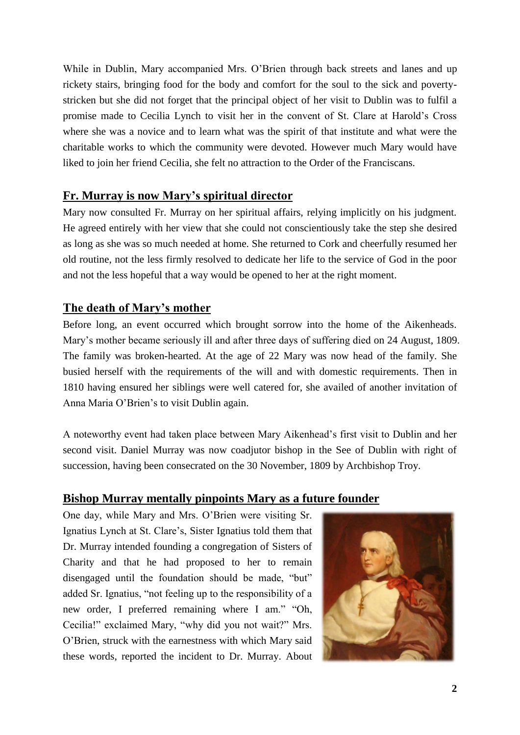While in Dublin, Mary accompanied Mrs. O'Brien through back streets and lanes and up rickety stairs, bringing food for the body and comfort for the soul to the sick and poverty-stricken but she did not forget that the principal object of her visit to Dublin was to fulfil a promise made to Cecilia Lynch to visit her in the convent of St. Clare at Harold's Cross where she was a novice and to learn what was the spirit of that institute and what were the charitable works to which the community were devoted. However much Mary would have liked to join her friend Cecilia, she felt no attraction to the Order of the Franciscans.

## Fr. Murray is now Mary's spiritual director

Mary now consulted Fr. Murray on her spiritual affairs, relying implicitly on his judgment. He agreed entirely with her view that she could not conscientiously take the step she desired as long as she was so much needed at home. She returned to Cork and cheerfully resumed her old routine, not the less firmly resolved to dedicate her life to the service of God in the poor and not the less hopeful that a way would be opened to her at the right moment.

## The death of Mary's mother

Before long, an event occurred which brought sorrow into the home of the Aikenheads. Mary's mother became seriously ill and after three days of suffering died on 24 August, 1809. The family was broken-hearted. At the age of 22 Mary was now head of the family. She busied herself with the requirements of the will and with domestic requirements. Then in 1810 having ensured her siblings were well catered for, she availed of another invitation of Anna Maria O'Brien's to visit Dublin again.

A noteworthy event had taken place between Mary Aikenhead's first visit to Dublin and her second visit. Daniel Murray was now coadjutor bishop in the See of Dublin with right of succession, having been consecrated on the 30 November, 1809 by Archbishop Troy.

## Bishop Murray mentally pinpoints Mary as a future founder

One day, while Mary and Mrs. O'Brien were visiting Sr. Ignatius Lynch at St. Clare's, Sister Ignatius told them that Dr. Murray intended founding a congregation of Sisters of Charity and that he had proposed to her to remain disengaged until the foundation should be made, "but" added Sr. Ignatius, "not feeling up to the responsibility of a new order, I preferred remaining where I am." "Oh, Cecilia!" exclaimed Mary, "why did you not wait?" Mrs. O'Brien, struck with the earnestness with which Mary said these words, reported the incident to Dr. Murray. About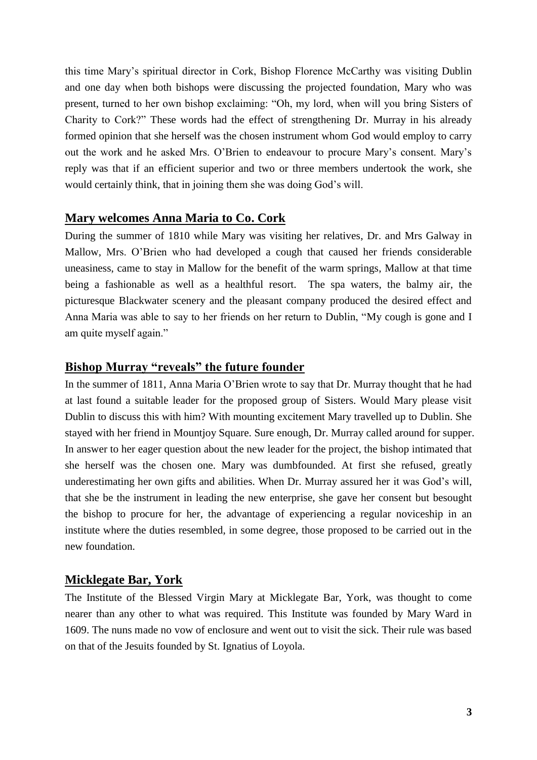this time Mary's spiritual director in Cork, Bishop Florence McCarthy was visiting Dublin and one day when both bishops were discussing the projected foundation, Mary who was present, turned to her own bishop exclaiming: "Oh, my lord, when will you bring Sisters of Charity to Cork?" These words had the effect of strengthening Dr. Murray in his already formed opinion that she herself was the chosen instrument whom God would employ to carry out the work and he asked Mrs. O'Brien to endeavour to procure Mary's consent. Mary's reply was that if an efficient superior and two or three members undertook the work, she would certainly think, that in joining them she was doing God's will.

## Mary welcomes Anna Maria to Co. Cork

During the summer of 1810 while Mary was visiting her relatives, Dr. and Mrs Galway in Mallow, Mrs. O'Brien who had developed a cough that caused her friends considerable uneasiness, came to stay in Mallow for the benefit of the warm springs, Mallow at that time being a fashionable as well as a healthful resort. The spa waters, the balmy air, the picturesque Blackwater scenery and the pleasant company produced the desired effect and Anna Maria was able to say to her friends on her return to Dublin, "My cough is gone and I am quite myself again."

## Bishop Murray "reveals" the future founder

In the summer of 1811, Anna Maria O'Brien wrote to say that Dr. Murray thought that he had at last found a suitable leader for the proposed group of Sisters. Would Mary please visit Dublin to discuss this with him? With mounting excitement Mary travelled up to Dublin. She stayed with her friend in Mountjoy Square. Sure enough, Dr. Murray called around for supper. In answer to her eager question about the new leader for the project, the bishop intimated that she herself was the chosen one. Mary was dumbfounded. At first she refused, greatly underestimating her own gifts and abilities. When Dr. Murray assured her it was God's will, that she be the instrument in leading the new enterprise, she gave her consent but besought the bishop to procure for her, the advantage of experiencing a regular noviceship in an institute where the duties resembled, in some degree, those proposed to be carried out in the new foundation.

## Micklegate Bar, York

The Institute of the Blessed Virgin Mary at Micklegate Bar, York, was thought to come nearer than any other to what was required. This Institute was founded by Mary Ward in 1609. The nuns made no vow of enclosure and went out to visit the sick. Their rule was based on that of the Jesuits founded by St. Ignatius of Loyola.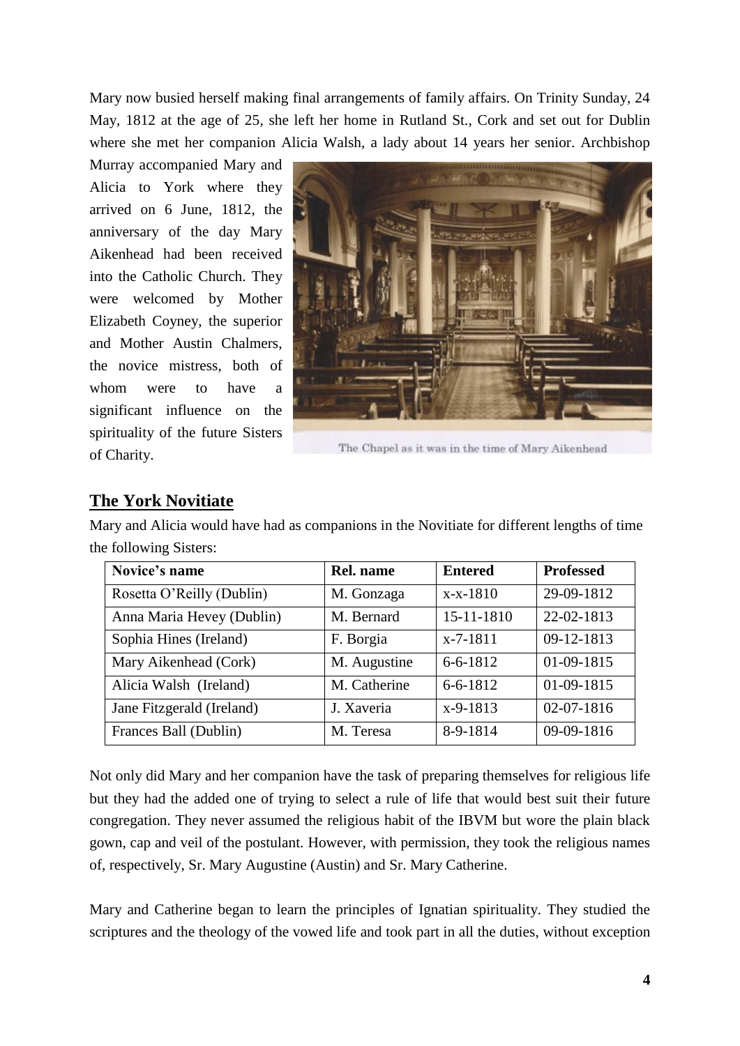Mary now busied herself making final arrangements of family affairs. On Trinity Sunday, 24 May, 1812 at the age of 25, she left her home in Rutland St., Cork and set out for Dublin where she met her companion Alicia Walsh, a lady about 14 years her senior. Archbishop Murray accompanied Mary and Alicia to York where they arrived on 6 June, 1812, the anniversary of the day Mary Aikenhead had been received into the Catholic Church. They were welcomed by Mother Elizabeth Coyney, the superior and Mother Austin Chalmers, the novice mistress, both of whom were to have a significant influence on the spirituality of the future Sisters of Charity.

The Chapel as it was in the time of Mary Aikenhead

## The York Novitiate

Mary and Alicia would have had as companions in the Novitiate for different lengths of time the following Sisters:

| Novice's name | Rel. name | Entered | Professed |
|---|---|---|---|
| Rosetta O'Reilly (Dublin) | M. Gonzaga | x-x-1810 | 29-09-1812 |
| Anna Maria Hevey (Dublin) | M. Bernard | 15-11-1810 | 22-02-1813 |
| Sophia Hines (Ireland) | F. Borgia | x-7-1811 | 09-12-1813 |
| Mary Aikenhead (Cork) | M. Augustine | 6-6-1812 | 01-09-1815 |
| Alicia Walsh (Ireland) | M. Catherine | 6-6-1812 | 01-09-1815 |
| Jane Fitzgerald (Ireland) | J. Xaveria | x-9-1813 | 02-07-1816 |
| Frances Ball (Dublin) | M. Teresa | 8-9-1814 | 09-09-1816 |

Not only did Mary and her companion have the task of preparing themselves for religious life but they had the added one of trying to select a rule of life that would best suit their future congregation. They never assumed the religious habit of the IBVM but wore the plain black gown, cap and veil of the postulant. However, with permission, they took the religious names of, respectively, Sr. Mary Augustine (Austin) and Sr. Mary Catherine.

Mary and Catherine began to learn the principles of Ignatian spirituality. They studied the scriptures and the theology of the vowed life and took part in all the duties, without exception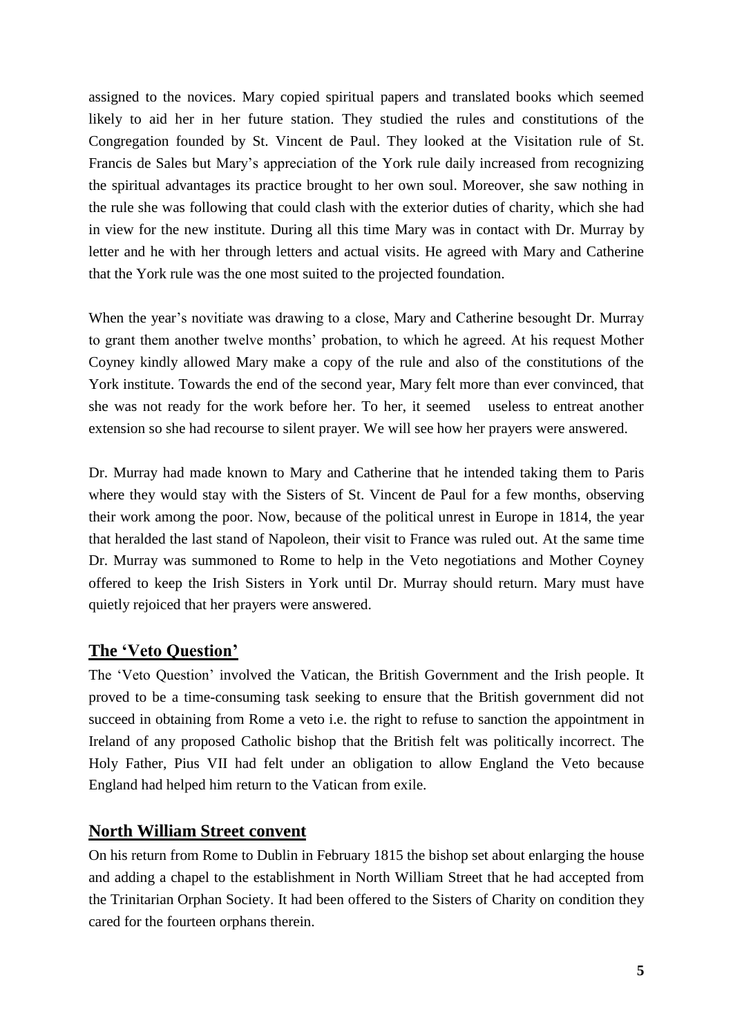assigned to the novices. Mary copied spiritual papers and translated books which seemed likely to aid her in her future station. They studied the rules and constitutions of the Congregation founded by St. Vincent de Paul. They looked at the Visitation rule of St. Francis de Sales but Mary's appreciation of the York rule daily increased from recognizing the spiritual advantages its practice brought to her own soul. Moreover, she saw nothing in the rule she was following that could clash with the exterior duties of charity, which she had in view for the new institute. During all this time Mary was in contact with Dr. Murray by letter and he with her through letters and actual visits. He agreed with Mary and Catherine that the York rule was the one most suited to the projected foundation.

When the year's novitiate was drawing to a close, Mary and Catherine besought Dr. Murray to grant them another twelve months' probation, to which he agreed. At his request Mother Coyney kindly allowed Mary make a copy of the rule and also of the constitutions of the York institute. Towards the end of the second year, Mary felt more than ever convinced, that she was not ready for the work before her. To her, it seemed useless to entreat another extension so she had recourse to silent prayer. We will see how her prayers were answered.

Dr. Murray had made known to Mary and Catherine that he intended taking them to Paris where they would stay with the Sisters of St. Vincent de Paul for a few months, observing their work among the poor. Now, because of the political unrest in Europe in 1814, the year that heralded the last stand of Napoleon, their visit to France was ruled out. At the same time Dr. Murray was summoned to Rome to help in the Veto negotiations and Mother Coyney offered to keep the Irish Sisters in York until Dr. Murray should return. Mary must have quietly rejoiced that her prayers were answered.

## The 'Veto Question'

The 'Veto Question' involved the Vatican, the British Government and the Irish people. It proved to be a time-consuming task seeking to ensure that the British government did not succeed in obtaining from Rome a veto i.e. the right to refuse to sanction the appointment in Ireland of any proposed Catholic bishop that the British felt was politically incorrect. The Holy Father, Pius VII had felt under an obligation to allow England the Veto because England had helped him return to the Vatican from exile.

## North William Street convent

On his return from Rome to Dublin in February 1815 the bishop set about enlarging the house and adding a chapel to the establishment in North William Street that he had accepted from the Trinitarian Orphan Society. It had been offered to the Sisters of Charity on condition they cared for the fourteen orphans therein.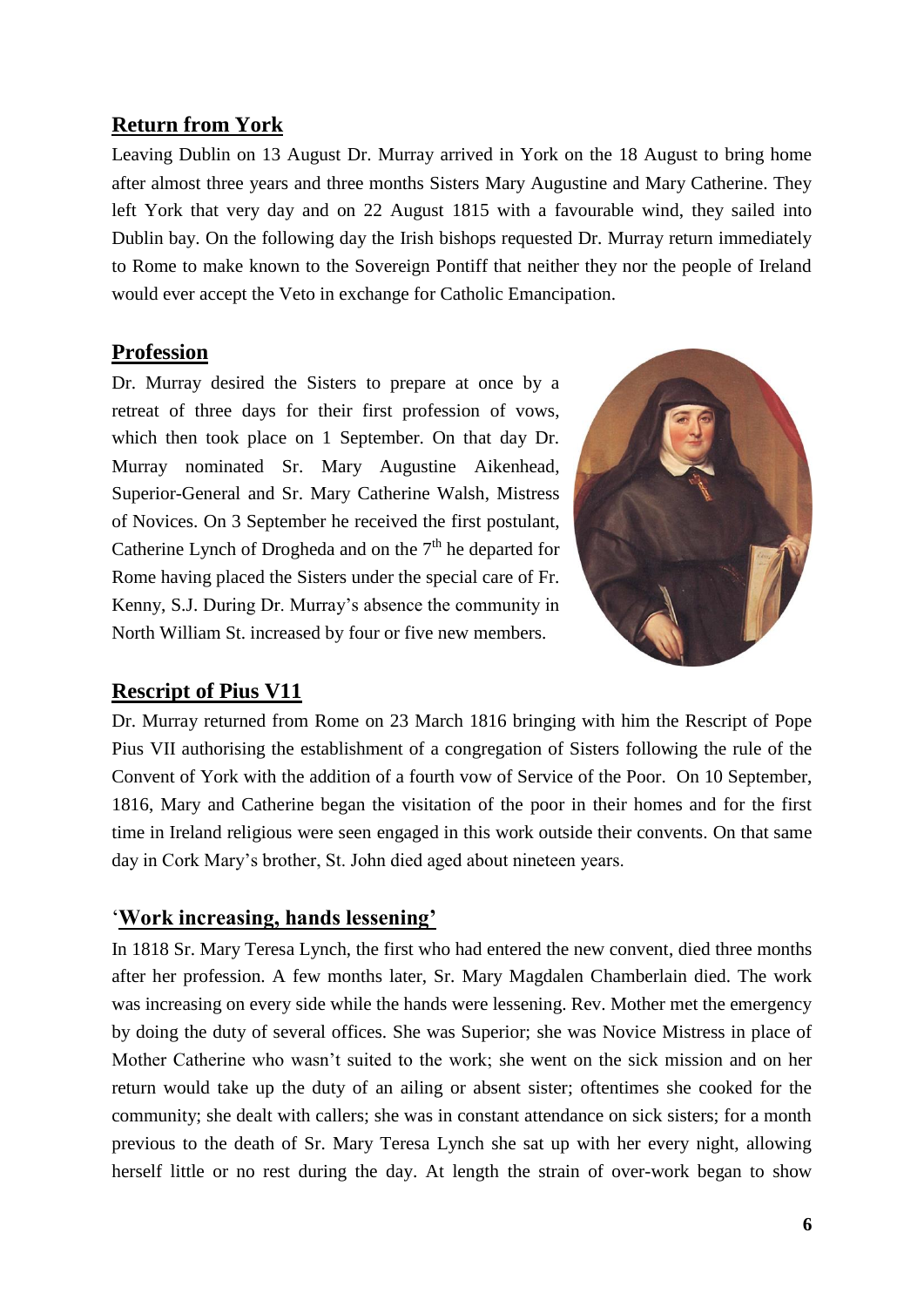## Return from York

Leaving Dublin on 13 August Dr. Murray arrived in York on the 18 August to bring home after almost three years and three months Sisters Mary Augustine and Mary Catherine. They left York that very day and on 22 August 1815 with a favourable wind, they sailed into Dublin bay. On the following day the Irish bishops requested Dr. Murray return immediately to Rome to make known to the Sovereign Pontiff that neither they nor the people of Ireland would ever accept the Veto in exchange for Catholic Emancipation.

## Profession

Dr. Murray desired the Sisters to prepare at once by a retreat of three days for their first profession of vows, which then took place on 1 September. On that day Dr. Murray nominated Sr. Mary Augustine Aikenhead, Superior-General and Sr. Mary Catherine Walsh, Mistress of Novices. On 3 September he received the first postulant, Catherine Lynch of Drogheda and on the 7th he departed for Rome having placed the Sisters under the special care of Fr. Kenny, S.J. During Dr. Murray's absence the community in North William St. increased by four or five new members.

## Rescript of Pius V11

Dr. Murray returned from Rome on 23 March 1816 bringing with him the Rescript of Pope Pius VII authorising the establishment of a congregation of Sisters following the rule of the Convent of York with the addition of a fourth vow of Service of the Poor. On 10 September, 1816, Mary and Catherine began the visitation of the poor in their homes and for the first time in Ireland religious were seen engaged in this work outside their convents. On that same day in Cork Mary's brother, St. John died aged about nineteen years.

## 'Work increasing, hands lessening'

In 1818 Sr. Mary Teresa Lynch, the first who had entered the new convent, died three months after her profession. A few months later, Sr. Mary Magdalen Chamberlain died. The work was increasing on every side while the hands were lessening. Rev. Mother met the emergency by doing the duty of several offices. She was Superior; she was Novice Mistress in place of Mother Catherine who wasn't suited to the work; she went on the sick mission and on her return would take up the duty of an ailing or absent sister; oftentimes she cooked for the community; she dealt with callers; she was in constant attendance on sick sisters; for a month previous to the death of Sr. Mary Teresa Lynch she sat up with her every night, allowing herself little or no rest during the day. At length the strain of over-work began to show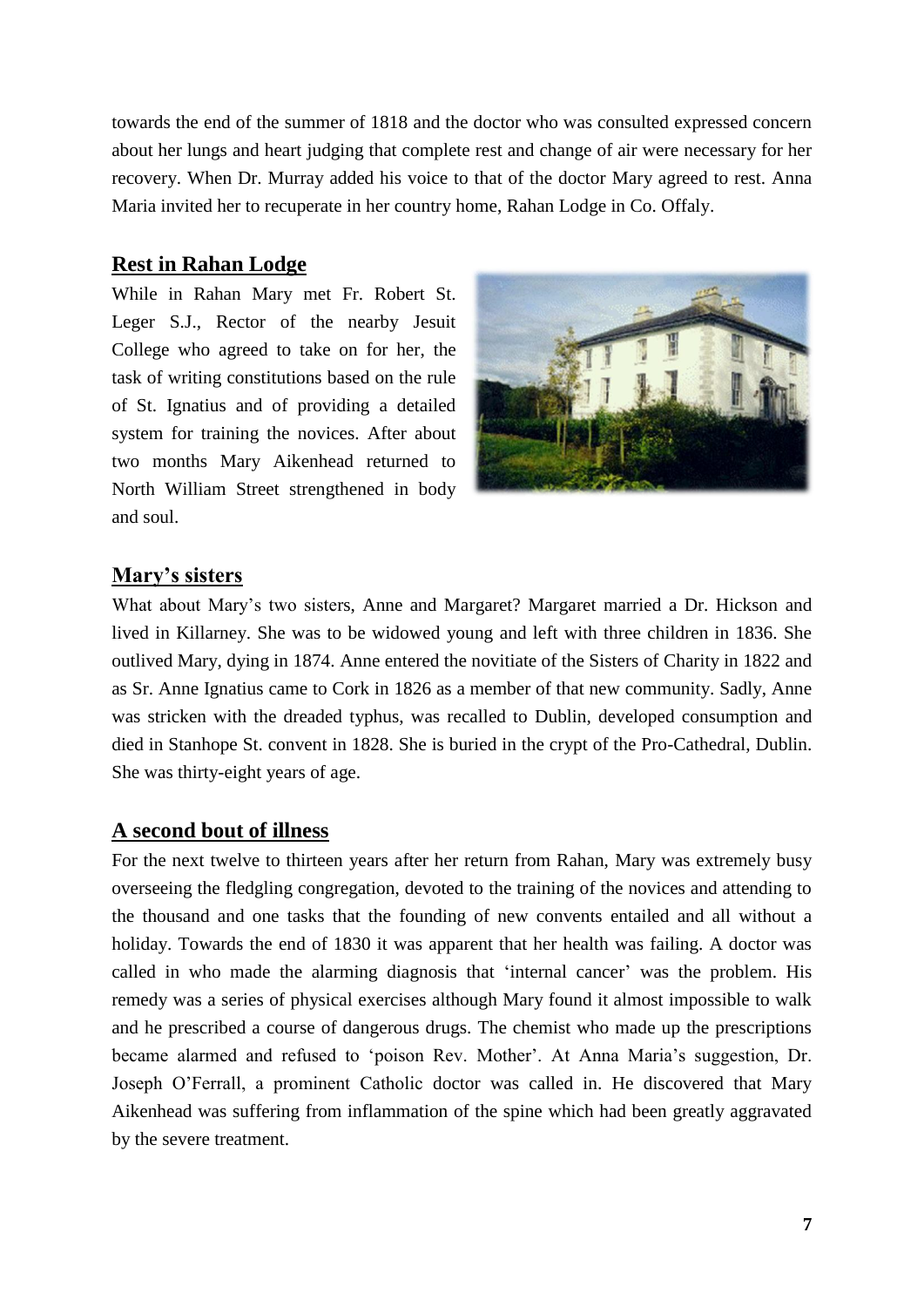towards the end of the summer of 1818 and the doctor who was consulted expressed concern about her lungs and heart judging that complete rest and change of air were necessary for her recovery. When Dr. Murray added his voice to that of the doctor Mary agreed to rest. Anna Maria invited her to recuperate in her country home, Rahan Lodge in Co. Offaly.

## Rest in Rahan Lodge

While in Rahan Mary met Fr. Robert St. Leger S.J., Rector of the nearby Jesuit College who agreed to take on for her, the task of writing constitutions based on the rule of St. Ignatius and of providing a detailed system for training the novices. After about two months Mary Aikenhead returned to North William Street strengthened in body and soul.

## Mary's sisters

What about Mary's two sisters, Anne and Margaret? Margaret married a Dr. Hickson and lived in Killarney. She was to be widowed young and left with three children in 1836. She outlived Mary, dying in 1874. Anne entered the novitiate of the Sisters of Charity in 1822 and as Sr. Anne Ignatius came to Cork in 1826 as a member of that new community. Sadly, Anne was stricken with the dreaded typhus, was recalled to Dublin, developed consumption and died in Stanhope St. convent in 1828. She is buried in the crypt of the Pro-Cathedral, Dublin. She was thirty-eight years of age.

## A second bout of illness

For the next twelve to thirteen years after her return from Rahan, Mary was extremely busy overseeing the fledgling congregation, devoted to the training of the novices and attending to the thousand and one tasks that the founding of new convents entailed and all without a holiday. Towards the end of 1830 it was apparent that her health was failing. A doctor was called in who made the alarming diagnosis that 'internal cancer' was the problem. His remedy was a series of physical exercises although Mary found it almost impossible to walk and he prescribed a course of dangerous drugs. The chemist who made up the prescriptions became alarmed and refused to 'poison Rev. Mother'. At Anna Maria's suggestion, Dr. Joseph O'Ferrall, a prominent Catholic doctor was called in. He discovered that Mary Aikenhead was suffering from inflammation of the spine which had been greatly aggravated by the severe treatment.